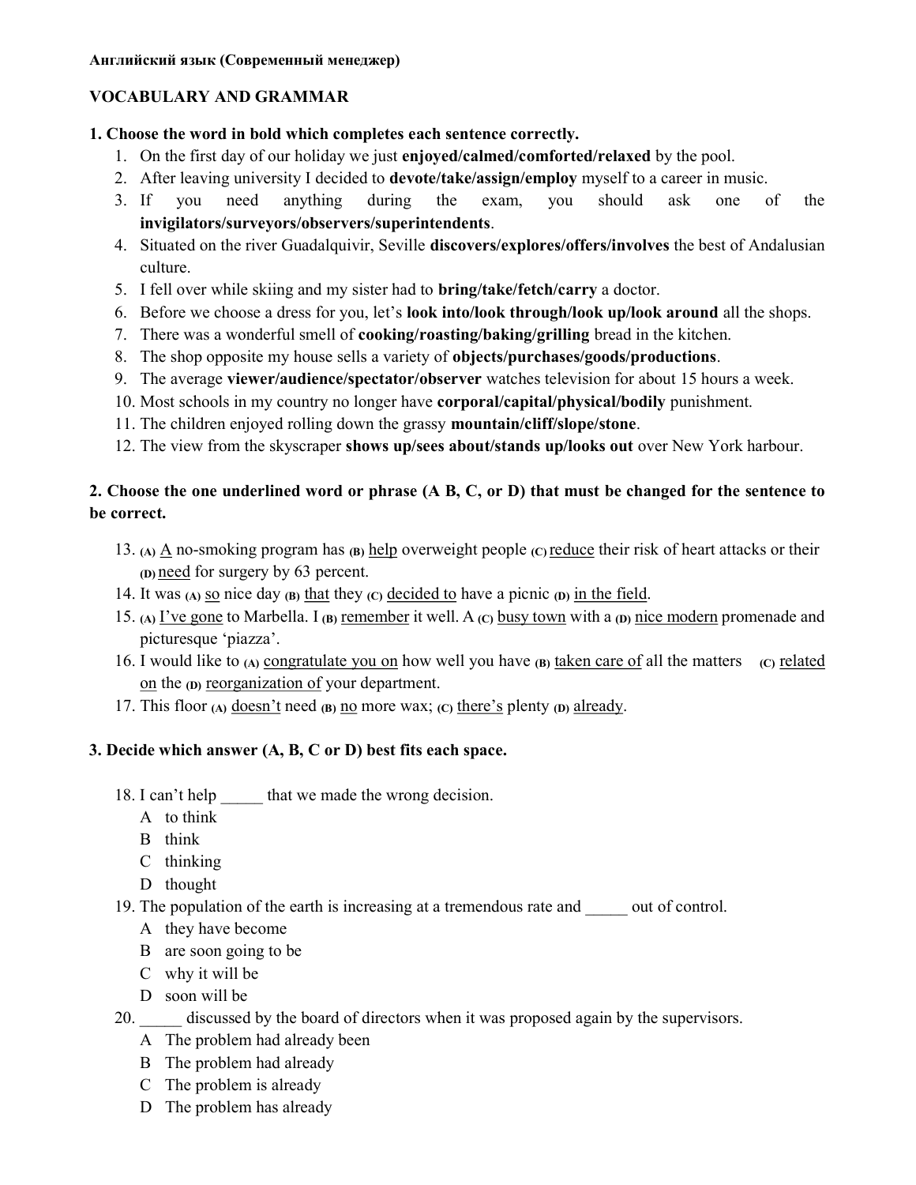**Английский язык (Современный менеджер)**

## VOCABULARY AND GRAMMAR

### 1. Choose the word in bold which completes each sentence correctly.

1. On the first day of our holiday we just **enjoyed/calmed/comforted/relaxed** by the pool.
2. After leaving university I decided to **devote/take/assign/employ** myself to a career in music.
3. If you need anything during the exam, you should ask one of the **invigilators/surveyors/observers/superintendents**.
4. Situated on the river Guadalquivir, Seville **discovers/explores/offers/involves** the best of Andalusian culture.
5. I fell over while skiing and my sister had to **bring/take/fetch/carry** a doctor.
6. Before we choose a dress for you, let's **look into/look through/look up/look around** all the shops.
7. There was a wonderful smell of **cooking/roasting/baking/grilling** bread in the kitchen.
8. The shop opposite my house sells a variety of **objects/purchases/goods/productions**.
9. The average **viewer/audience/spectator/observer** watches television for about 15 hours a week.
10. Most schools in my country no longer have **corporal/capital/physical/bodily** punishment.
11. The children enjoyed rolling down the grassy **mountain/cliff/slope/stone**.
12. The view from the skyscraper **shows up/sees about/stands up/looks out** over New York harbour.

### 2. Choose the one underlined word or phrase (A B, C, or D) that must be changed for the sentence to be correct.

13. **(A)** <u>A</u> no-smoking program has **(B)** <u>help</u> overweight people **(C)** <u>reduce</u> their risk of heart attacks or their **(D)** <u>need</u> for surgery by 63 percent.
14. It was **(A)** <u>so</u> nice day **(B)** <u>that</u> they **(C)** <u>decided to</u> have a picnic **(D)** <u>in the field</u>.
15. **(A)** <u>I've gone</u> to Marbella. I **(B)** <u>remember</u> it well. A **(C)** <u>busy town</u> with a **(D)** <u>nice modern</u> promenade and picturesque 'piazza'.
16. I would like to **(A)** <u>congratulate you on</u> how well you have **(B)** <u>taken care of</u> all the matters **(C)** <u>related on</u> the **(D)** <u>reorganization of</u> your department.
17. This floor **(A)** <u>doesn't</u> need **(B)** <u>no</u> more wax; **(C)** <u>there's</u> plenty **(D)** <u>already</u>.

### 3. Decide which answer (A, B, C or D) best fits each space.

18. I can't help _____ that we made the wrong decision.
    - A to think
    - B think
    - C thinking
    - D thought
19. The population of the earth is increasing at a tremendous rate and _____ out of control.
    - A they have become
    - B are soon going to be
    - C why it will be
    - D soon will be
20. _____ discussed by the board of directors when it was proposed again by the supervisors.
    - A The problem had already been
    - B The problem had already
    - C The problem is already
    - D The problem has already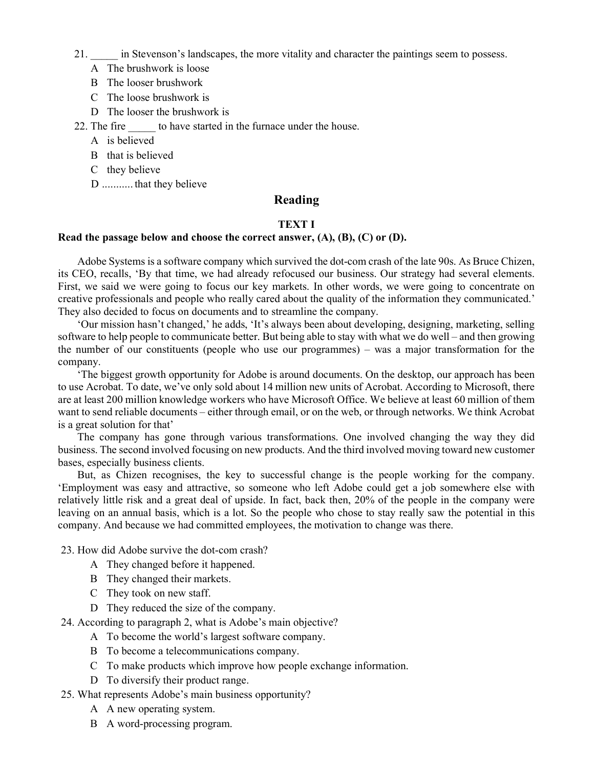21. _____ in Stevenson's landscapes, the more vitality and character the paintings seem to possess.
    - A The brushwork is loose
    - B The looser brushwork
    - C The loose brushwork is
    - D The looser the brushwork is
22. The fire _____ to have started in the furnace under the house.
    - A is believed
    - B that is believed
    - C they believe
    - D ........... that they believe

## Reading

### TEXT I

**Read the passage below and choose the correct answer, (A), (B), (C) or (D).**

Adobe Systems is a software company which survived the dot-com crash of the late 90s. As Bruce Chizen, its CEO, recalls, 'By that time, we had already refocused our business. Our strategy had several elements. First, we said we were going to focus our key markets. In other words, we were going to concentrate on creative professionals and people who really cared about the quality of the information they communicated.' They also decided to focus on documents and to streamline the company.

'Our mission hasn't changed,' he adds, 'It's always been about developing, designing, marketing, selling software to help people to communicate better. But being able to stay with what we do well – and then growing the number of our constituents (people who use our programmes) – was a major transformation for the company.

'The biggest growth opportunity for Adobe is around documents. On the desktop, our approach has been to use Acrobat. To date, we've only sold about 14 million new units of Acrobat. According to Microsoft, there are at least 200 million knowledge workers who have Microsoft Office. We believe at least 60 million of them want to send reliable documents – either through email, or on the web, or through networks. We think Acrobat is a great solution for that'

The company has gone through various transformations. One involved changing the way they did business. The second involved focusing on new products. And the third involved moving toward new customer bases, especially business clients.

But, as Chizen recognises, the key to successful change is the people working for the company. 'Employment was easy and attractive, so someone who left Adobe could get a job somewhere else with relatively little risk and a great deal of upside. In fact, back then, 20% of the people in the company were leaving on an annual basis, which is a lot. So the people who chose to stay really saw the potential in this company. And because we had committed employees, the motivation to change was there.

23. How did Adobe survive the dot-com crash?
    - A They changed before it happened.
    - B They changed their markets.
    - C They took on new staff.
    - D They reduced the size of the company.
24. According to paragraph 2, what is Adobe's main objective?
    - A To become the world's largest software company.
    - B To become a telecommunications company.
    - C To make products which improve how people exchange information.
    - D To diversify their product range.
25. What represents Adobe's main business opportunity?
    - A A new operating system.
    - B A word-processing program.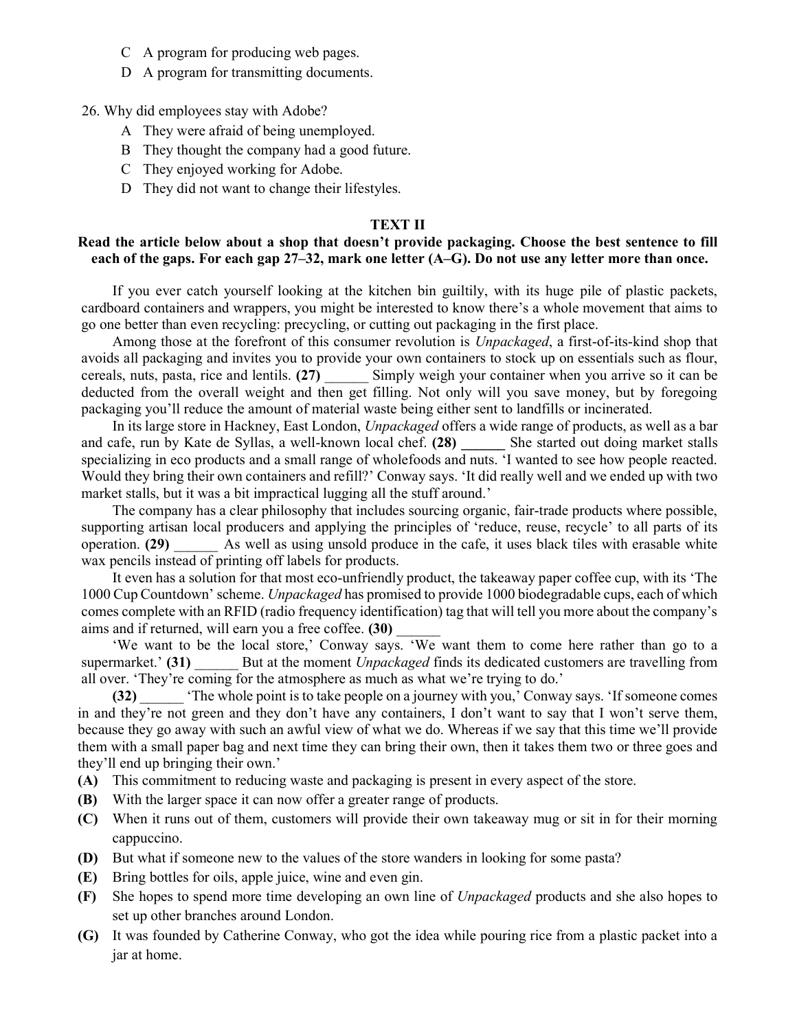C A program for producing web pages.

D A program for transmitting documents.

26. Why did employees stay with Adobe?

A They were afraid of being unemployed.

B They thought the company had a good future.

C They enjoyed working for Adobe.

D They did not want to change their lifestyles.

## TEXT II

**Read the article below about a shop that doesn't provide packaging. Choose the best sentence to fill each of the gaps. For each gap 27–32, mark one letter (A–G). Do not use any letter more than once.**

If you ever catch yourself looking at the kitchen bin guiltily, with its huge pile of plastic packets, cardboard containers and wrappers, you might be interested to know there's a whole movement that aims to go one better than even recycling: precycling, or cutting out packaging in the first place.

Among those at the forefront of this consumer revolution is *Unpackaged*, a first-of-its-kind shop that avoids all packaging and invites you to provide your own containers to stock up on essentials such as flour, cereals, nuts, pasta, rice and lentils. **(27)** ______ Simply weigh your container when you arrive so it can be deducted from the overall weight and then get filling. Not only will you save money, but by foregoing packaging you'll reduce the amount of material waste being either sent to landfills or incinerated.

In its large store in Hackney, East London, *Unpackaged* offers a wide range of products, as well as a bar and cafe, run by Kate de Syllas, a well-known local chef. **(28)** ______ She started out doing market stalls specializing in eco products and a small range of wholefoods and nuts. 'I wanted to see how people reacted. Would they bring their own containers and refill?' Conway says. 'It did really well and we ended up with two market stalls, but it was a bit impractical lugging all the stuff around.'

The company has a clear philosophy that includes sourcing organic, fair-trade products where possible, supporting artisan local producers and applying the principles of 'reduce, reuse, recycle' to all parts of its operation. **(29)** ______ As well as using unsold produce in the cafe, it uses black tiles with erasable white wax pencils instead of printing off labels for products.

It even has a solution for that most eco-unfriendly product, the takeaway paper coffee cup, with its 'The 1000 Cup Countdown' scheme. *Unpackaged* has promised to provide 1000 biodegradable cups, each of which comes complete with an RFID (radio frequency identification) tag that will tell you more about the company's aims and if returned, will earn you a free coffee. **(30)** ______

'We want to be the local store,' Conway says. 'We want them to come here rather than go to a supermarket.' **(31)** ______ But at the moment *Unpackaged* finds its dedicated customers are travelling from all over. 'They're coming for the atmosphere as much as what we're trying to do.'

**(32)** ______ 'The whole point is to take people on a journey with you,' Conway says. 'If someone comes in and they're not green and they don't have any containers, I don't want to say that I won't serve them, because they go away with such an awful view of what we do. Whereas if we say that this time we'll provide them with a small paper bag and next time they can bring their own, then it takes them two or three goes and they'll end up bringing their own.'

**(A)** This commitment to reducing waste and packaging is present in every aspect of the store.

**(B)** With the larger space it can now offer a greater range of products.

**(C)** When it runs out of them, customers will provide their own takeaway mug or sit in for their morning cappuccino.

**(D)** But what if someone new to the values of the store wanders in looking for some pasta?

**(E)** Bring bottles for oils, apple juice, wine and even gin.

**(F)** She hopes to spend more time developing an own line of *Unpackaged* products and she also hopes to set up other branches around London.

**(G)** It was founded by Catherine Conway, who got the idea while pouring rice from a plastic packet into a jar at home.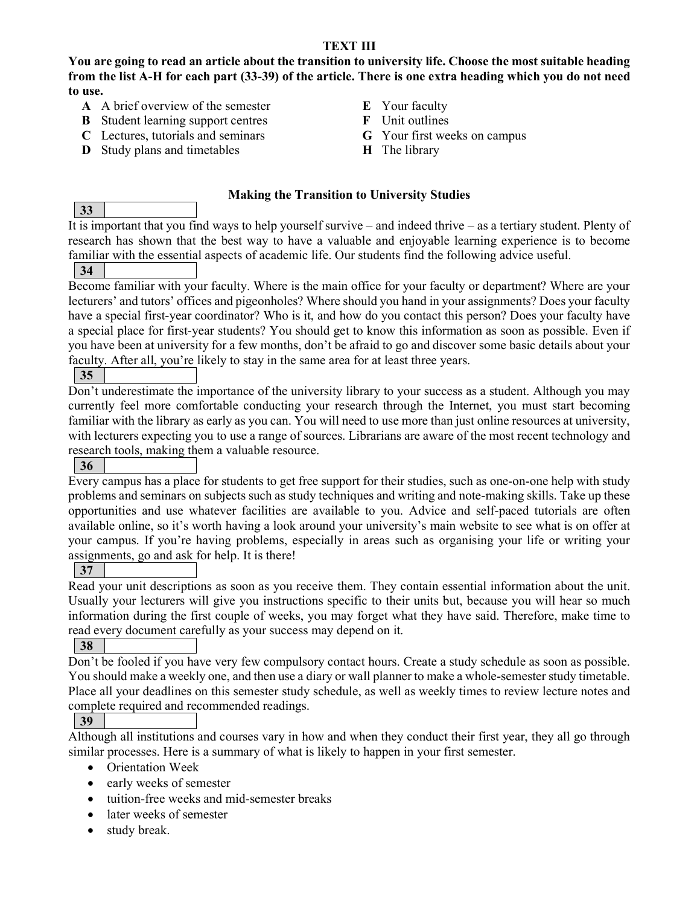## TEXT III

**You are going to read an article about the transition to university life. Choose the most suitable heading from the list A-H for each part (33-39) of the article. There is one extra heading which you do not need to use.**

- **A** A brief overview of the semester
- **B** Student learning support centres
- **C** Lectures, tutorials and seminars
- **D** Study plans and timetables
- **E** Your faculty
- **F** Unit outlines
- **G** Your first weeks on campus
- **H** The library

### Making the Transition to University Studies

**33** ____________

It is important that you find ways to help yourself survive – and indeed thrive – as a tertiary student. Plenty of research has shown that the best way to have a valuable and enjoyable learning experience is to become familiar with the essential aspects of academic life. Our students find the following advice useful.

**34** ____________

Become familiar with your faculty. Where is the main office for your faculty or department? Where are your lecturers' and tutors' offices and pigeonholes? Where should you hand in your assignments? Does your faculty have a special first-year coordinator? Who is it, and how do you contact this person? Does your faculty have a special place for first-year students? You should get to know this information as soon as possible. Even if you have been at university for a few months, don't be afraid to go and discover some basic details about your faculty. After all, you're likely to stay in the same area for at least three years.

**35** ____________

Don't underestimate the importance of the university library to your success as a student. Although you may currently feel more comfortable conducting your research through the Internet, you must start becoming familiar with the library as early as you can. You will need to use more than just online resources at university, with lecturers expecting you to use a range of sources. Librarians are aware of the most recent technology and research tools, making them a valuable resource.

**36** ____________

Every campus has a place for students to get free support for their studies, such as one-on-one help with study problems and seminars on subjects such as study techniques and writing and note-making skills. Take up these opportunities and use whatever facilities are available to you. Advice and self-paced tutorials are often available online, so it's worth having a look around your university's main website to see what is on offer at your campus. If you're having problems, especially in areas such as organising your life or writing your assignments, go and ask for help. It is there!

**37** ____________

Read your unit descriptions as soon as you receive them. They contain essential information about the unit. Usually your lecturers will give you instructions specific to their units but, because you will hear so much information during the first couple of weeks, you may forget what they have said. Therefore, make time to read every document carefully as your success may depend on it.

**38** ____________

Don't be fooled if you have very few compulsory contact hours. Create a study schedule as soon as possible. You should make a weekly one, and then use a diary or wall planner to make a whole-semester study timetable. Place all your deadlines on this semester study schedule, as well as weekly times to review lecture notes and complete required and recommended readings.

**39** ____________

Although all institutions and courses vary in how and when they conduct their first year, they all go through similar processes. Here is a summary of what is likely to happen in your first semester.

- Orientation Week
- early weeks of semester
- tuition-free weeks and mid-semester breaks
- later weeks of semester
- study break.